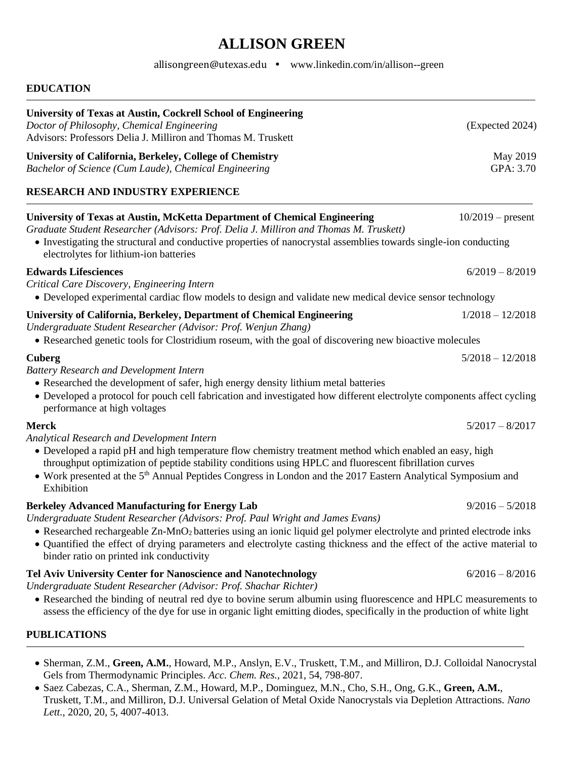# ALLISON GREEN

allisongreen@utexas.edu • www.linkedin.com/in/allison--green

## EDUCATION

**University of Texas at Austin, Cockrell School of Engineering**
*Doctor of Philosophy, Chemical Engineering* (Expected 2024)
Advisors: Professors Delia J. Milliron and Thomas M. Truskett

**University of California, Berkeley, College of Chemistry** May 2019
*Bachelor of Science (Cum Laude), Chemical Engineering* GPA: 3.70

## RESEARCH AND INDUSTRY EXPERIENCE

**University of Texas at Austin, McKetta Department of Chemical Engineering** 10/2019 – present
*Graduate Student Researcher (Advisors: Prof. Delia J. Milliron and Thomas M. Truskett)*

- Investigating the structural and conductive properties of nanocrystal assemblies towards single-ion conducting electrolytes for lithium-ion batteries

**Edwards Lifesciences** 6/2019 – 8/2019
*Critical Care Discovery, Engineering Intern*

- Developed experimental cardiac flow models to design and validate new medical device sensor technology

**University of California, Berkeley, Department of Chemical Engineering** 1/2018 – 12/2018
*Undergraduate Student Researcher (Advisor: Prof. Wenjun Zhang)*

- Researched genetic tools for Clostridium roseum, with the goal of discovering new bioactive molecules

**Cuberg** 5/2018 – 12/2018
*Battery Research and Development Intern*

- Researched the development of safer, high energy density lithium metal batteries
- Developed a protocol for pouch cell fabrication and investigated how different electrolyte components affect cycling performance at high voltages

**Merck** 5/2017 – 8/2017
*Analytical Research and Development Intern*

- Developed a rapid pH and high temperature flow chemistry treatment method which enabled an easy, high throughput optimization of peptide stability conditions using HPLC and fluorescent fibrillation curves
- Work presented at the 5th Annual Peptides Congress in London and the 2017 Eastern Analytical Symposium and Exhibition

**Berkeley Advanced Manufacturing for Energy Lab** 9/2016 – 5/2018
*Undergraduate Student Researcher (Advisors: Prof. Paul Wright and James Evans)*

- Researched rechargeable Zn-$MnO_2$ batteries using an ionic liquid gel polymer electrolyte and printed electrode inks
- Quantified the effect of drying parameters and electrolyte casting thickness and the effect of the active material to binder ratio on printed ink conductivity

**Tel Aviv University Center for Nanoscience and Nanotechnology** 6/2016 – 8/2016
*Undergraduate Student Researcher (Advisor: Prof. Shachar Richter)*

- Researched the binding of neutral red dye to bovine serum albumin using fluorescence and HPLC measurements to assess the efficiency of the dye for use in organic light emitting diodes, specifically in the production of white light

## PUBLICATIONS

- Sherman, Z.M., **Green, A.M.**, Howard, M.P., Anslyn, E.V., Truskett, T.M., and Milliron, D.J. Colloidal Nanocrystal Gels from Thermodynamic Principles. *Acc. Chem. Res.*, 2021, 54, 798-807.
- Saez Cabezas, C.A., Sherman, Z.M., Howard, M.P., Dominguez, M.N., Cho, S.H., Ong, G.K., **Green, A.M.**, Truskett, T.M., and Milliron, D.J. Universal Gelation of Metal Oxide Nanocrystals via Depletion Attractions. *Nano Lett.*, 2020, 20, 5, 4007-4013.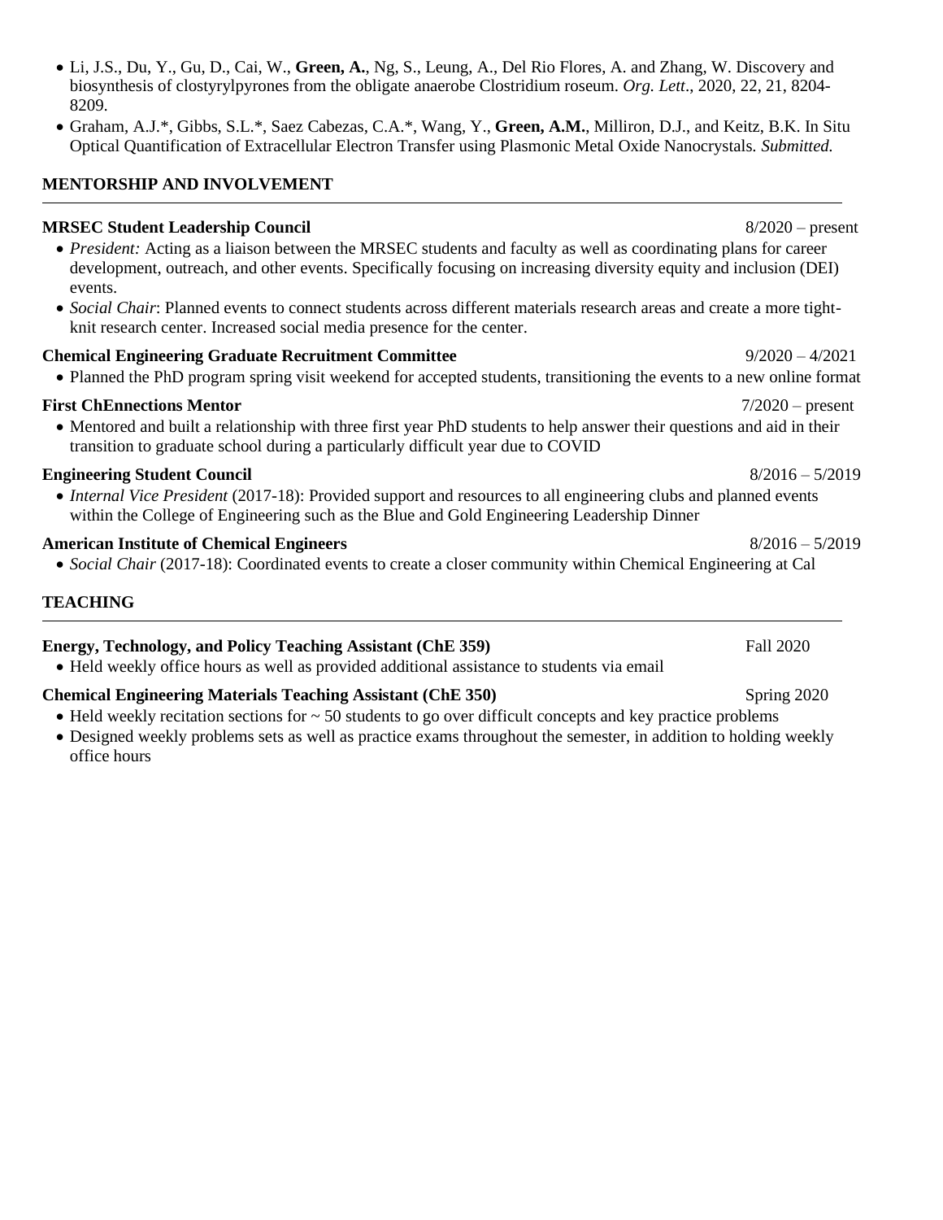- Li, J.S., Du, Y., Gu, D., Cai, W., **Green, A.**, Ng, S., Leung, A., Del Rio Flores, A. and Zhang, W. Discovery and biosynthesis of clostyrylpyrones from the obligate anaerobe Clostridium roseum. *Org. Lett*., 2020, 22, 21, 8204-8209.
- Graham, A.J.*, Gibbs, S.L.*, Saez Cabezas, C.A.*, Wang, Y., **Green, A.M.**, Milliron, D.J., and Keitz, B.K. In Situ Optical Quantification of Extracellular Electron Transfer using Plasmonic Metal Oxide Nanocrystals. *Submitted.*

## MENTORSHIP AND INVOLVEMENT

**MRSEC Student Leadership Council** 8/2020 – present

- *President:* Acting as a liaison between the MRSEC students and faculty as well as coordinating plans for career development, outreach, and other events. Specifically focusing on increasing diversity equity and inclusion (DEI) events.
- *Social Chair*: Planned events to connect students across different materials research areas and create a more tight-knit research center. Increased social media presence for the center.

**Chemical Engineering Graduate Recruitment Committee** 9/2020 – 4/2021

- Planned the PhD program spring visit weekend for accepted students, transitioning the events to a new online format

**First ChEnnections Mentor** 7/2020 – present

- Mentored and built a relationship with three first year PhD students to help answer their questions and aid in their transition to graduate school during a particularly difficult year due to COVID

**Engineering Student Council** 8/2016 – 5/2019

- *Internal Vice President* (2017-18): Provided support and resources to all engineering clubs and planned events within the College of Engineering such as the Blue and Gold Engineering Leadership Dinner

**American Institute of Chemical Engineers** 8/2016 – 5/2019

- *Social Chair* (2017-18): Coordinated events to create a closer community within Chemical Engineering at Cal

## TEACHING

**Energy, Technology, and Policy Teaching Assistant (ChE 359)** Fall 2020

- Held weekly office hours as well as provided additional assistance to students via email

**Chemical Engineering Materials Teaching Assistant (ChE 350)** Spring 2020

- Held weekly recitation sections for ~ 50 students to go over difficult concepts and key practice problems
- Designed weekly problems sets as well as practice exams throughout the semester, in addition to holding weekly office hours